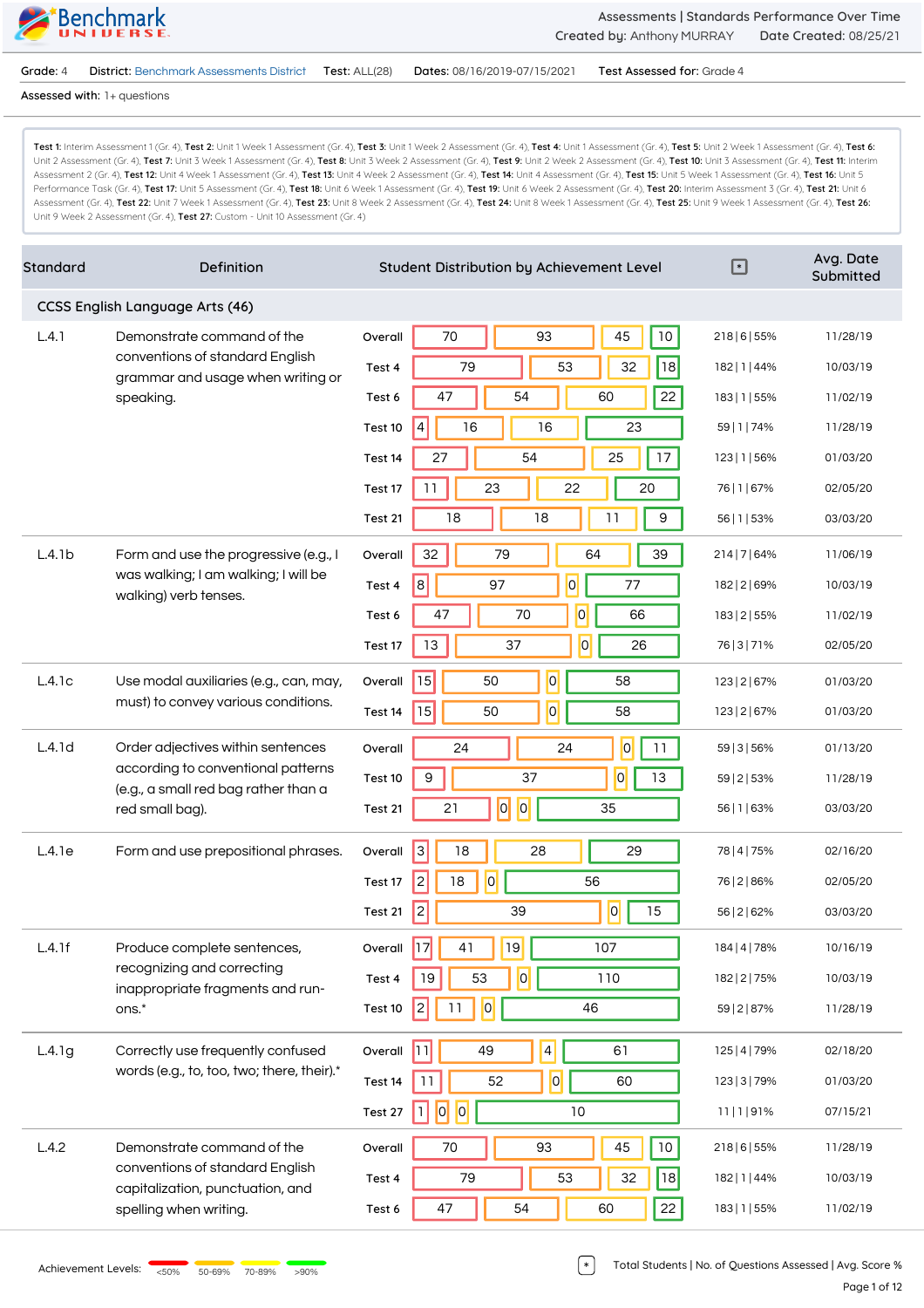Benchmark UNIVERSE

Assessments | Standards Performance Over Time
Created by: Anthony MURRAY Date Created: 08/25/21

**Grade:** 4 **District:** Benchmark Assessments District **Test:** ALL(28) **Dates:** 08/16/2019-07/15/2021 **Test Assessed for:** Grade 4

**Assessed with:** 1+ questions

**Test 1:** Interim Assessment 1 (Gr. 4), **Test 2:** Unit 1 Week 1 Assessment (Gr. 4), **Test 3:** Unit 1 Week 2 Assessment (Gr. 4), **Test 4:** Unit 1 Assessment (Gr. 4), **Test 5:** Unit 2 Week 2 Assessment (Gr. 4), **Test 6:** Unit 2 Assessment (Gr. 4), **Test 7:** Unit 3 Week 1 Assessment (Gr. 4), **Test 8:** Unit 3 Week 2 Assessment (Gr. 4), **Test 9:** Unit 2 Week 2 Assessment (Gr. 4), **Test 10:** Unit 3 Assessment (Gr. 4), **Test 11:** Interim Assessment 2 (Gr. 4), **Test 12:** Unit 4 Week 1 Assessment (Gr. 4), **Test 13:** Unit 4 Week 2 Assessment (Gr. 4), **Test 14:** Unit 4 Assessment (Gr. 4), **Test 15:** Unit 5 Week 1 Assessment (Gr. 4), **Test 16:** Unit 5 Performance Task (Gr. 4), **Test 17:** Unit 5 Assessment (Gr. 4), **Test 18:** Unit 6 Week 1 Assessment (Gr. 4), **Test 19:** Unit 6 Week 2 Assessment (Gr. 4), **Test 20:** Interim Assessment 3 (Gr. 4), **Test 21:** Unit 6 Assessment (Gr. 4), **Test 22:** Unit 7 Week 1 Assessment (Gr. 4), **Test 23:** Unit 8 Week 2 Assessment (Gr. 4), **Test 24:** Unit 8 Week 1 Assessment (Gr. 4), **Test 25:** Unit 9 Week 1 Assessment (Gr. 4), **Test 26:** Unit 9 Week 2 Assessment (Gr. 4), **Test 27:** Custom - Unit 10 Assessment (Gr. 4)

| Standard | Definition | | <50% | 50-69% | 70-89% | >90% | * | Avg. Date Submitted |
|---|---|---|---|---|---|---|---|---|
| **CCSS English Language Arts (46)** | | | | | | | | |
| L.4.1 | Demonstrate command of the conventions of standard English grammar and usage when writing or speaking. | Overall | 70 | 93 | 45 | 10 | 218 \| 6 \| 55% | 11/28/19 |
| | | Test 4 | 79 | 53 | 32 | 18 | 182 \| 1 \| 44% | 10/03/19 |
| | | Test 6 | 47 | 54 | 60 | 22 | 183 \| 1 \| 55% | 11/02/19 |
| | | Test 10 | 4 | 16 | 16 | 23 | 59 \| 1 \| 74% | 11/28/19 |
| | | Test 14 | 27 | 54 | 25 | 17 | 123 \| 1 \| 56% | 01/03/20 |
| | | Test 17 | 11 | 23 | 22 | 20 | 76 \| 1 \| 67% | 02/05/20 |
| | | Test 21 | 18 | 18 | 11 | 9 | 56 \| 1 \| 53% | 03/03/20 |
| L.4.1b | Form and use the progressive (e.g., I was walking; I am walking; I will be walking) verb tenses. | Overall | 32 | 79 | 64 | 39 | 214 \| 7 \| 64% | 11/06/19 |
| | | Test 4 | 8 | 97 | 0 | 77 | 182 \| 2 \| 69% | 10/03/19 |
| | | Test 6 | 47 | 70 | 0 | 66 | 183 \| 2 \| 55% | 11/02/19 |
| | | Test 17 | 13 | 37 | 0 | 26 | 76 \| 3 \| 71% | 02/05/20 |
| L.4.1c | Use modal auxiliaries (e.g., can, may, must) to convey various conditions. | Overall | 15 | 50 | 0 | 58 | 123 \| 2 \| 67% | 01/03/20 |
| | | Test 14 | 15 | 50 | 0 | 58 | 123 \| 2 \| 67% | 01/03/20 |
| L.4.1d | Order adjectives within sentences according to conventional patterns (e.g., a small red bag rather than a red small bag). | Overall | 24 | 24 | 0 | 11 | 59 \| 3 \| 56% | 01/13/20 |
| | | Test 10 | 9 | 37 | 0 | 13 | 59 \| 2 \| 53% | 11/28/19 |
| | | Test 21 | 21 | 0 | 0 | 35 | 56 \| 1 \| 63% | 03/03/20 |
| L.4.1e | Form and use prepositional phrases. | Overall | 3 | 18 | 28 | 29 | 78 \| 4 \| 75% | 02/16/20 |
| | | Test 17 | 2 | 18 | 0 | 56 | 76 \| 2 \| 86% | 02/05/20 |
| | | Test 21 | 2 | 39 | 0 | 15 | 56 \| 2 \| 62% | 03/03/20 |
| L.4.1f | Produce complete sentences, recognizing and correcting inappropriate fragments and run-ons.* | Overall | 17 | 41 | 19 | 107 | 184 \| 4 \| 78% | 10/16/19 |
| | | Test 4 | 19 | 53 | 0 | 110 | 182 \| 2 \| 75% | 10/03/19 |
| | | Test 10 | 2 | 11 | 0 | 46 | 59 \| 2 \| 87% | 11/28/19 |
| L.4.1g | Correctly use frequently confused words (e.g., to, too, two; there, their).* | Overall | 11 | 49 | 4 | 61 | 125 \| 4 \| 79% | 02/18/20 |
| | | Test 14 | 11 | 52 | 0 | 60 | 123 \| 3 \| 79% | 01/03/20 |
| | | Test 27 | 1 | 0 | 0 | 10 | 11 \| 1 \| 91% | 07/15/21 |
| L.4.2 | Demonstrate command of the conventions of standard English capitalization, punctuation, and spelling when writing. | Overall | 70 | 93 | 45 | 10 | 218 \| 6 \| 55% | 11/28/19 |
| | | Test 4 | 79 | 53 | 32 | 18 | 182 \| 1 \| 44% | 10/03/19 |
| | | Test 6 | 47 | 54 | 60 | 22 | 183 \| 1 \| 55% | 11/02/19 |

Achievement Levels: <50% | 50-69% | 70-89% | >90%

\* Total Students | No. of Questions Assessed | Avg. Score %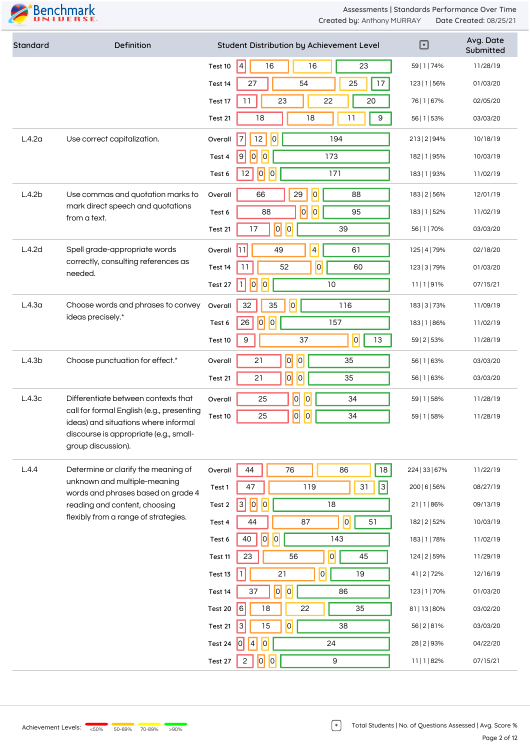| Standard | Definition | Test | Student Distribution by Achievement Level (<50% \| 50-69% \| 70-89% \| >90%) | * | Avg. Date Submitted |
|---|---|---|---|---|---|
| | | Test 10 | 4 \| 16 \| 16 \| 23 | 59 \| 1 \| 74% | 11/28/19 |
| | | Test 14 | 27 \| 54 \| 25 \| 17 | 123 \| 1 \| 56% | 01/03/20 |
| | | Test 17 | 11 \| 23 \| 22 \| 20 | 76 \| 1 \| 67% | 02/05/20 |
| | | Test 21 | 18 \| 18 \| 11 \| 9 | 56 \| 1 \| 53% | 03/03/20 |
| L.4.2a | Use correct capitalization. | Overall | 7 \| 12 \| 0 \| 194 | 213 \| 2 \| 94% | 10/18/19 |
| | | Test 4 | 9 \| 0 \| 0 \| 173 | 182 \| 1 \| 95% | 10/03/19 |
| | | Test 6 | 12 \| 0 \| 0 \| 171 | 183 \| 1 \| 93% | 11/02/19 |
| L.4.2b | Use commas and quotation marks to mark direct speech and quotations from a text. | Overall | 66 \| 29 \| 0 \| 88 | 183 \| 2 \| 56% | 12/01/19 |
| | | Test 6 | 88 \| 0 \| 0 \| 95 | 183 \| 1 \| 52% | 11/02/19 |
| | | Test 21 | 17 \| 0 \| 0 \| 39 | 56 \| 1 \| 70% | 03/03/20 |
| L.4.2d | Spell grade-appropriate words correctly, consulting references as needed. | Overall | 11 \| 49 \| 4 \| 61 | 125 \| 4 \| 79% | 02/18/20 |
| | | Test 14 | 11 \| 52 \| 0 \| 60 | 123 \| 3 \| 79% | 01/03/20 |
| | | Test 27 | 1 \| 0 \| 0 \| 10 | 11 \| 1 \| 91% | 07/15/21 |
| L.4.3a | Choose words and phrases to convey ideas precisely.* | Overall | 32 \| 35 \| 0 \| 116 | 183 \| 3 \| 73% | 11/09/19 |
| | | Test 6 | 26 \| 0 \| 0 \| 157 | 183 \| 1 \| 86% | 11/02/19 |
| | | Test 10 | 9 \| 37 \| 0 \| 13 | 59 \| 2 \| 53% | 11/28/19 |
| L.4.3b | Choose punctuation for effect.* | Overall | 21 \| 0 \| 0 \| 35 | 56 \| 1 \| 63% | 03/03/20 |
| | | Test 21 | 21 \| 0 \| 0 \| 35 | 56 \| 1 \| 63% | 03/03/20 |
| L.4.3c | Differentiate between contexts that call for formal English (e.g., presenting ideas) and situations where informal discourse is appropriate (e.g., small-group discussion). | Overall | 25 \| 0 \| 0 \| 34 | 59 \| 1 \| 58% | 11/28/19 |
| | | Test 10 | 25 \| 0 \| 0 \| 34 | 59 \| 1 \| 58% | 11/28/19 |
| L.4.4 | Determine or clarify the meaning of unknown and multiple-meaning words and phrases based on grade 4 reading and content, choosing flexibly from a range of strategies. | Overall | 44 \| 76 \| 86 \| 18 | 224 \| 33 \| 67% | 11/22/19 |
| | | Test 1 | 47 \| 119 \| 31 \| 3 | 200 \| 6 \| 56% | 08/27/19 |
| | | Test 2 | 3 \| 0 \| 0 \| 18 | 21 \| 1 \| 86% | 09/13/19 |
| | | Test 4 | 44 \| 87 \| 0 \| 51 | 182 \| 2 \| 52% | 10/03/19 |
| | | Test 6 | 40 \| 0 \| 0 \| 143 | 183 \| 1 \| 78% | 11/02/19 |
| | | Test 11 | 23 \| 56 \| 0 \| 45 | 124 \| 2 \| 59% | 11/29/19 |
| | | Test 13 | 1 \| 21 \| 0 \| 19 | 41 \| 2 \| 72% | 12/16/19 |
| | | Test 14 | 37 \| 0 \| 0 \| 86 | 123 \| 1 \| 70% | 01/03/20 |
| | | Test 20 | 6 \| 18 \| 22 \| 35 | 81 \| 13 \| 80% | 03/02/20 |
| | | Test 21 | 3 \| 15 \| 0 \| 38 | 56 \| 2 \| 81% | 03/03/20 |
| | | Test 24 | 0 \| 4 \| 0 \| 24 | 28 \| 2 \| 93% | 04/22/20 |
| | | Test 27 | 2 \| 0 \| 0 \| 9 | 11 \| 1 \| 82% | 07/15/21 |

Achievement Levels: <50% | 50-69% | 70-89% | >90%

* Total Students | No. of Questions Assessed | Avg. Score %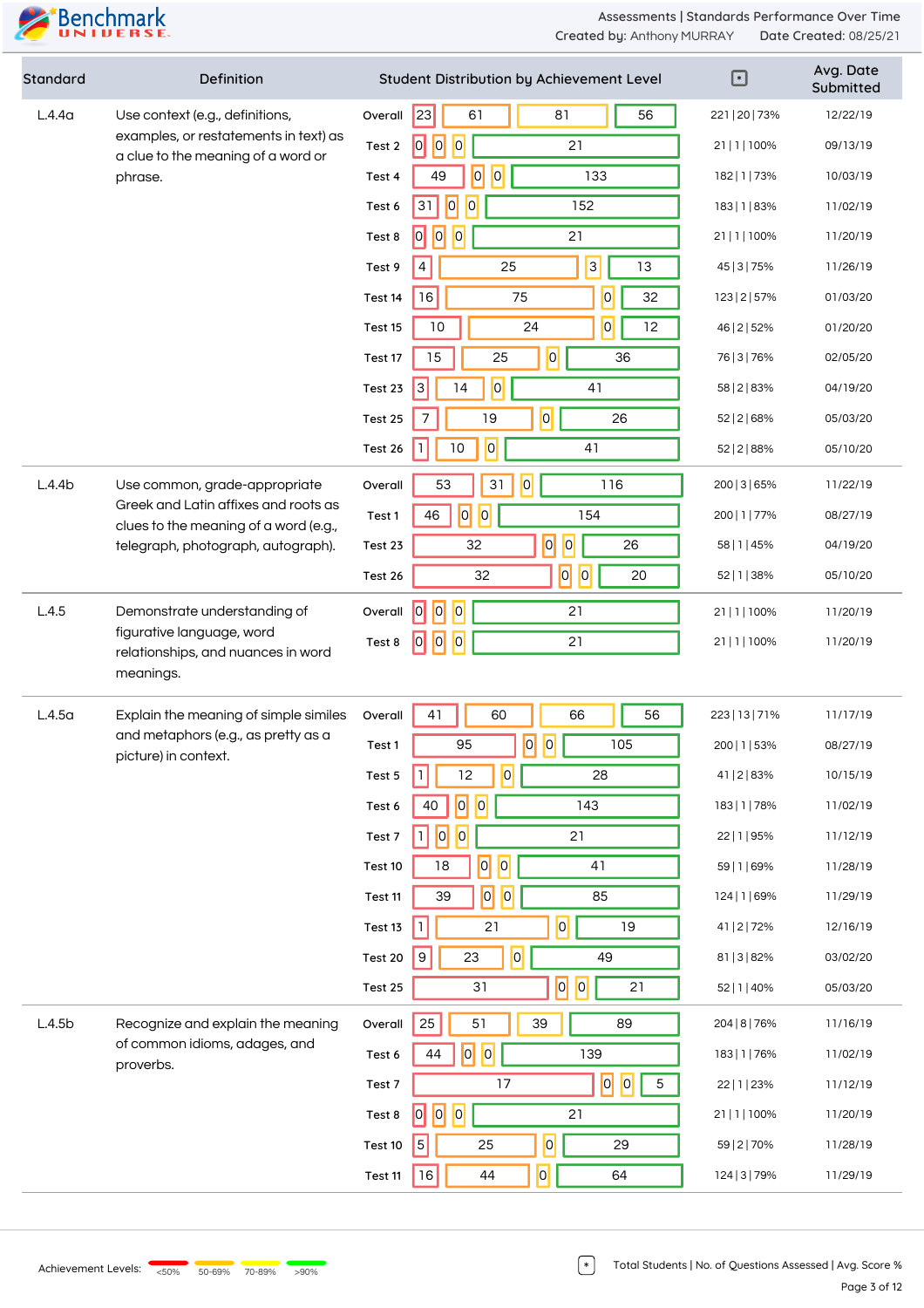Assessments | Standards Performance Over Time
Created by: Anthony MURRAY    Date Created: 08/25/21

| Standard | Definition | Test | <50% | 50-69% | 70-89% | >90% | Total Students \| No. of Questions Assessed \| Avg. Score % | Avg. Date Submitted |
|---|---|---|---|---|---|---|---|---|
| L.4.4a | Use context (e.g., definitions, examples, or restatements in text) as a clue to the meaning of a word or phrase. | Overall | 23 | 61 | 81 | 56 | 221 \| 20 \| 73% | 12/22/19 |
| | | Test 2 | 0 | 0 | 0 | 21 | 21 \| 1 \| 100% | 09/13/19 |
| | | Test 4 | 49 | 0 | 0 | 133 | 182 \| 1 \| 73% | 10/03/19 |
| | | Test 6 | 31 | 0 | 0 | 152 | 183 \| 1 \| 83% | 11/02/19 |
| | | Test 8 | 0 | 0 | 0 | 21 | 21 \| 1 \| 100% | 11/20/19 |
| | | Test 9 | 4 | 25 | 3 | 13 | 45 \| 3 \| 75% | 11/26/19 |
| | | Test 14 | 16 | 75 | 0 | 32 | 123 \| 2 \| 57% | 01/03/20 |
| | | Test 15 | 10 | 24 | 0 | 12 | 46 \| 2 \| 52% | 01/20/20 |
| | | Test 17 | 15 | 25 | 0 | 36 | 76 \| 3 \| 76% | 02/05/20 |
| | | Test 23 | 3 | 14 | 0 | 41 | 58 \| 2 \| 83% | 04/19/20 |
| | | Test 25 | 7 | 19 | 0 | 26 | 52 \| 2 \| 68% | 05/03/20 |
| | | Test 26 | 1 | 10 | 0 | 41 | 52 \| 2 \| 88% | 05/10/20 |
| L.4.4b | Use common, grade-appropriate Greek and Latin affixes and roots as clues to the meaning of a word (e.g., telegraph, photograph, autograph). | Overall | 53 | 31 | 0 | 116 | 200 \| 3 \| 65% | 11/22/19 |
| | | Test 1 | 46 | 0 | 0 | 154 | 200 \| 1 \| 77% | 08/27/19 |
| | | Test 23 | 32 | 0 | 0 | 26 | 58 \| 1 \| 45% | 04/19/20 |
| | | Test 26 | 32 | 0 | 0 | 20 | 52 \| 1 \| 38% | 05/10/20 |
| L.4.5 | Demonstrate understanding of figurative language, word relationships, and nuances in word meanings. | Overall | 0 | 0 | 0 | 21 | 21 \| 1 \| 100% | 11/20/19 |
| | | Test 8 | 0 | 0 | 0 | 21 | 21 \| 1 \| 100% | 11/20/19 |
| L.4.5a | Explain the meaning of simple similes and metaphors (e.g., as pretty as a picture) in context. | Overall | 41 | 60 | 66 | 56 | 223 \| 13 \| 71% | 11/17/19 |
| | | Test 1 | 95 | 0 | 0 | 105 | 200 \| 1 \| 53% | 08/27/19 |
| | | Test 5 | 1 | 12 | 0 | 28 | 41 \| 2 \| 83% | 10/15/19 |
| | | Test 6 | 40 | 0 | 0 | 143 | 183 \| 1 \| 78% | 11/02/19 |
| | | Test 7 | 1 | 0 | 0 | 21 | 22 \| 1 \| 95% | 11/12/19 |
| | | Test 10 | 18 | 0 | 0 | 41 | 59 \| 1 \| 69% | 11/28/19 |
| | | Test 11 | 39 | 0 | 0 | 85 | 124 \| 1 \| 69% | 11/29/19 |
| | | Test 13 | 1 | 21 | 0 | 19 | 41 \| 2 \| 72% | 12/16/19 |
| | | Test 20 | 9 | 23 | 0 | 49 | 81 \| 3 \| 82% | 03/02/20 |
| | | Test 25 | 31 | 0 | 0 | 21 | 52 \| 1 \| 40% | 05/03/20 |
| L.4.5b | Recognize and explain the meaning of common idioms, adages, and proverbs. | Overall | 25 | 51 | 39 | 89 | 204 \| 8 \| 76% | 11/16/19 |
| | | Test 6 | 44 | 0 | 0 | 139 | 183 \| 1 \| 76% | 11/02/19 |
| | | Test 7 | 17 | 0 | 0 | 5 | 22 \| 1 \| 23% | 11/12/19 |
| | | Test 8 | 0 | 0 | 0 | 21 | 21 \| 1 \| 100% | 11/20/19 |
| | | Test 10 | 5 | 25 | 0 | 29 | 59 \| 2 \| 70% | 11/28/19 |
| | | Test 11 | 16 | 44 | 0 | 64 | 124 \| 3 \| 79% | 11/29/19 |

Achievement Levels: <50% | 50-69% | 70-89% | >90%

* Total Students | No. of Questions Assessed | Avg. Score %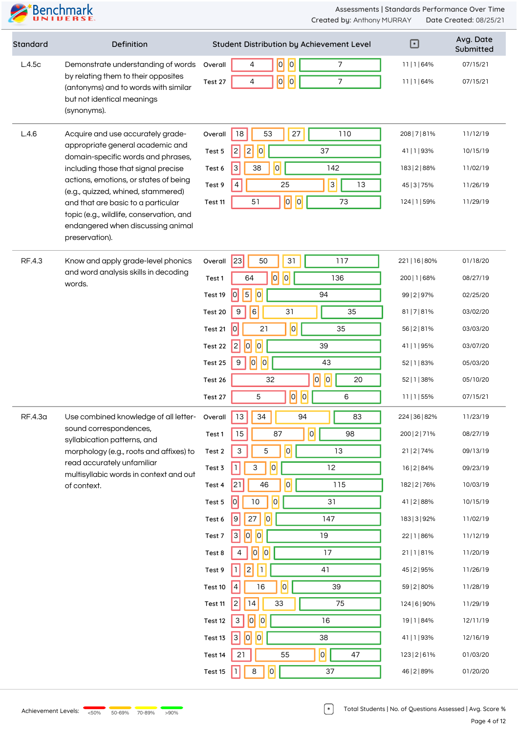Assessments | Standards Performance Over Time

Created by: Anthony MURRAY Date Created: 08/25/21

| Standard | Definition | | <50% | 50-69% | 70-89% | >90% | Total Students \| No. of Questions Assessed \| Avg. Score % | Avg. Date Submitted |
|---|---|---|---|---|---|---|---|---|
| L.4.5c | Demonstrate understanding of words by relating them to their opposites (antonyms) and to words with similar but not identical meanings (synonyms). | Overall | 4 | 0 | 0 | 7 | 11 \| 1 \| 64% | 07/15/21 |
| | | Test 27 | 4 | 0 | 0 | 7 | 11 \| 1 \| 64% | 07/15/21 |
| L.4.6 | Acquire and use accurately grade-appropriate general academic and domain-specific words and phrases, including those that signal precise actions, emotions, or states of being (e.g., quizzed, whined, stammered) and that are basic to a particular topic (e.g., wildlife, conservation, and endangered when discussing animal preservation). | Overall | 18 | 53 | 27 | 110 | 208 \| 7 \| 81% | 11/12/19 |
| | | Test 5 | 2 | 2 | 0 | 37 | 41 \| 1 \| 93% | 10/15/19 |
| | | Test 6 | 3 | 38 | 0 | 142 | 183 \| 2 \| 88% | 11/02/19 |
| | | Test 9 | 4 | 25 | 3 | 13 | 45 \| 3 \| 75% | 11/26/19 |
| | | Test 11 | 51 | 0 | 0 | 73 | 124 \| 1 \| 59% | 11/29/19 |
| RF.4.3 | Know and apply grade-level phonics and word analysis skills in decoding words. | Overall | 23 | 50 | 31 | 117 | 221 \| 16 \| 80% | 01/18/20 |
| | | Test 1 | 64 | 0 | 0 | 136 | 200 \| 1 \| 68% | 08/27/19 |
| | | Test 19 | 0 | 5 | 0 | 94 | 99 \| 2 \| 97% | 02/25/20 |
| | | Test 20 | 9 | 6 | 31 | 35 | 81 \| 7 \| 81% | 03/02/20 |
| | | Test 21 | 0 | 21 | 0 | 35 | 56 \| 2 \| 81% | 03/03/20 |
| | | Test 22 | 2 | 0 | 0 | 39 | 41 \| 1 \| 95% | 03/07/20 |
| | | Test 25 | 9 | 0 | 0 | 43 | 52 \| 1 \| 83% | 05/03/20 |
| | | Test 26 | 32 | 0 | 0 | 20 | 52 \| 1 \| 38% | 05/10/20 |
| | | Test 27 | 5 | 0 | 0 | 6 | 11 \| 1 \| 55% | 07/15/21 |
| RF.4.3a | Use combined knowledge of all letter-sound correspondences, syllabication patterns, and morphology (e.g., roots and affixes) to read accurately unfamiliar multisyllabic words in context and out of context. | Overall | 13 | 34 | 94 | 83 | 224 \| 36 \| 82% | 11/23/19 |
| | | Test 1 | 15 | 87 | 0 | 98 | 200 \| 2 \| 71% | 08/27/19 |
| | | Test 2 | 3 | 5 | 0 | 13 | 21 \| 2 \| 74% | 09/13/19 |
| | | Test 3 | 1 | 3 | 0 | 12 | 16 \| 2 \| 84% | 09/23/19 |
| | | Test 4 | 21 | 46 | 0 | 115 | 182 \| 2 \| 76% | 10/03/19 |
| | | Test 5 | 0 | 10 | 0 | 31 | 41 \| 2 \| 88% | 10/15/19 |
| | | Test 6 | 9 | 27 | 0 | 147 | 183 \| 3 \| 92% | 11/02/19 |
| | | Test 7 | 3 | 0 | 0 | 19 | 22 \| 1 \| 86% | 11/12/19 |
| | | Test 8 | 4 | 0 | 0 | 17 | 21 \| 1 \| 81% | 11/20/19 |
| | | Test 9 | 1 | 2 | 1 | 41 | 45 \| 2 \| 95% | 11/26/19 |
| | | Test 10 | 4 | 16 | 0 | 39 | 59 \| 2 \| 80% | 11/28/19 |
| | | Test 11 | 2 | 14 | 33 | 75 | 124 \| 6 \| 90% | 11/29/19 |
| | | Test 12 | 3 | 0 | 0 | 16 | 19 \| 1 \| 84% | 12/11/19 |
| | | Test 13 | 3 | 0 | 0 | 38 | 41 \| 1 \| 93% | 12/16/19 |
| | | Test 14 | 21 | 55 | 0 | 47 | 123 \| 2 \| 61% | 01/03/20 |
| | | Test 15 | 1 | 8 | 0 | 37 | 46 \| 2 \| 89% | 01/20/20 |

Achievement Levels: <50% | 50-69% | 70-89% | >90%

* Total Students | No. of Questions Assessed | Avg. Score %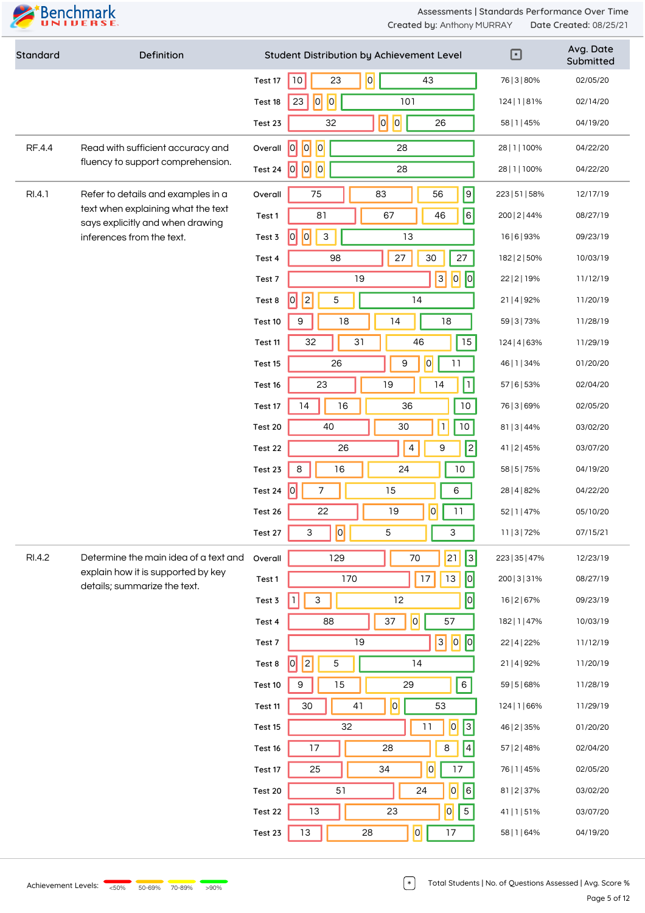Assessments | Standards Performance Over Time
Created by: Anthony MURRAY    Date Created: 08/25/21

| Standard | Definition | Test | <50% | 50-69% | 70-89% | >90% | * | Avg. Date Submitted |
|---|---|---|---|---|---|---|---|---|
| | | Test 17 | 10 | 23 | 0 | 43 | 76 \| 3 \| 80% | 02/05/20 |
| | | Test 18 | 23 | 0 | 0 | 101 | 124 \| 1 \| 81% | 02/14/20 |
| | | Test 23 | 32 | 0 | 0 | 26 | 58 \| 1 \| 45% | 04/19/20 |
| RF.4.4 | Read with sufficient accuracy and fluency to support comprehension. | Overall | 0 | 0 | 0 | 28 | 28 \| 1 \| 100% | 04/22/20 |
| | | Test 24 | 0 | 0 | 0 | 28 | 28 \| 1 \| 100% | 04/22/20 |
| RI.4.1 | Refer to details and examples in a text when explaining what the text says explicitly and when drawing inferences from the text. | Overall | 75 | 83 | 56 | 9 | 223 \| 51 \| 58% | 12/17/19 |
| | | Test 1 | 81 | 67 | 46 | 6 | 200 \| 2 \| 44% | 08/27/19 |
| | | Test 3 | 0 | 0 | 3 | 13 | 16 \| 6 \| 93% | 09/23/19 |
| | | Test 4 | 98 | 27 | 30 | 27 | 182 \| 2 \| 50% | 10/03/19 |
| | | Test 7 | 19 | 3 | 0 | 0 | 22 \| 2 \| 19% | 11/12/19 |
| | | Test 8 | 0 | 2 | 5 | 14 | 21 \| 4 \| 92% | 11/20/19 |
| | | Test 10 | 9 | 18 | 14 | 18 | 59 \| 3 \| 73% | 11/28/19 |
| | | Test 11 | 32 | 31 | 46 | 15 | 124 \| 4 \| 63% | 11/29/19 |
| | | Test 15 | 26 | 9 | 0 | 11 | 46 \| 1 \| 34% | 01/20/20 |
| | | Test 16 | 23 | 19 | 14 | 1 | 57 \| 6 \| 53% | 02/04/20 |
| | | Test 17 | 14 | 16 | 36 | 10 | 76 \| 3 \| 69% | 02/05/20 |
| | | Test 20 | 40 | 30 | 1 | 10 | 81 \| 3 \| 44% | 03/02/20 |
| | | Test 22 | 26 | 4 | 9 | 2 | 41 \| 2 \| 45% | 03/07/20 |
| | | Test 23 | 8 | 16 | 24 | 10 | 58 \| 5 \| 75% | 04/19/20 |
| | | Test 24 | 0 | 7 | 15 | 6 | 28 \| 4 \| 82% | 04/22/20 |
| | | Test 26 | 22 | 19 | 0 | 11 | 52 \| 1 \| 47% | 05/10/20 |
| | | Test 27 | 3 | 0 | 5 | 3 | 11 \| 3 \| 72% | 07/15/21 |
| RI.4.2 | Determine the main idea of a text and explain how it is supported by key details; summarize the text. | Overall | 129 | 70 | 21 | 3 | 223 \| 35 \| 47% | 12/23/19 |
| | | Test 1 | 170 | 17 | 13 | 0 | 200 \| 3 \| 31% | 08/27/19 |
| | | Test 3 | 1 | 3 | 12 | 0 | 16 \| 2 \| 67% | 09/23/19 |
| | | Test 4 | 88 | 37 | 0 | 57 | 182 \| 1 \| 47% | 10/03/19 |
| | | Test 7 | 19 | 3 | 0 | 0 | 22 \| 4 \| 22% | 11/12/19 |
| | | Test 8 | 0 | 2 | 5 | 14 | 21 \| 4 \| 92% | 11/20/19 |
| | | Test 10 | 9 | 15 | 29 | 6 | 59 \| 5 \| 68% | 11/28/19 |
| | | Test 11 | 30 | 41 | 0 | 53 | 124 \| 1 \| 66% | 11/29/19 |
| | | Test 15 | 32 | 11 | 0 | 3 | 46 \| 2 \| 35% | 01/20/20 |
| | | Test 16 | 17 | 28 | 8 | 4 | 57 \| 2 \| 48% | 02/04/20 |
| | | Test 17 | 25 | 34 | 0 | 17 | 76 \| 1 \| 45% | 02/05/20 |
| | | Test 20 | 51 | 24 | 0 | 6 | 81 \| 2 \| 37% | 03/02/20 |
| | | Test 22 | 13 | 23 | 0 | 5 | 41 \| 1 \| 51% | 03/07/20 |
| | | Test 23 | 13 | 28 | 0 | 17 | 58 \| 1 \| 64% | 04/19/20 |

Achievement Levels: <50% (red), 50-69% (orange), 70-89% (yellow), >90% (green)

* Total Students | No. of Questions Assessed | Avg. Score %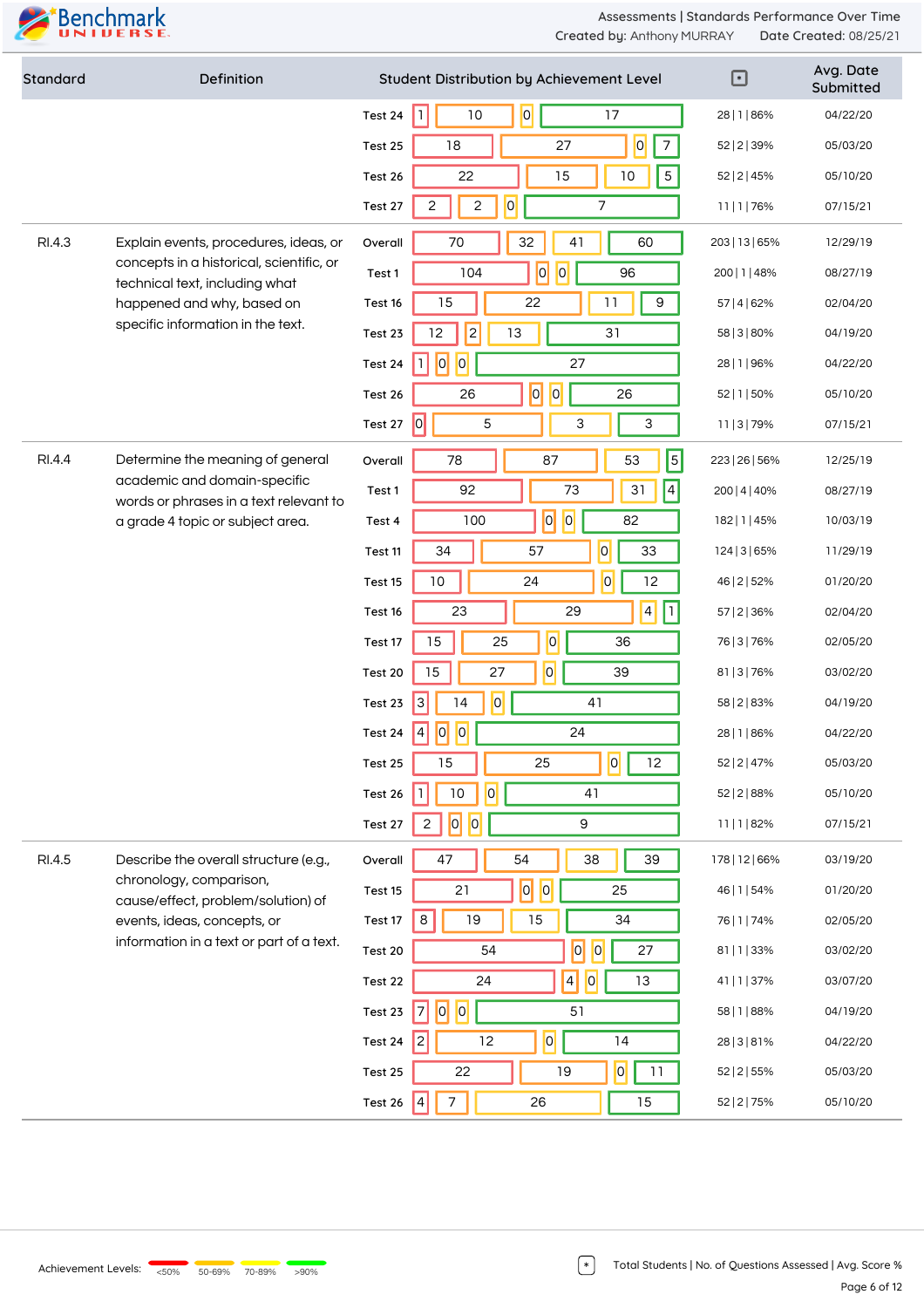| Standard | Definition | Test | Student Distribution by Achievement Level | Total Students \| No. of Questions Assessed \| Avg. Score % | Avg. Date Submitted |
|---|---|---|---|---|---|
| | | Test 24 | 1 \| 10 \| 0 \| 17 | 28 \| 1 \| 86% | 04/22/20 |
| | | Test 25 | 18 \| 27 \| 0 \| 7 | 52 \| 2 \| 39% | 05/03/20 |
| | | Test 26 | 22 \| 15 \| 10 \| 5 | 52 \| 2 \| 45% | 05/10/20 |
| | | Test 27 | 2 \| 2 \| 0 \| 7 | 11 \| 1 \| 76% | 07/15/21 |
| RI.4.3 | Explain events, procedures, ideas, or concepts in a historical, scientific, or technical text, including what happened and why, based on specific information in the text. | Overall | 70 \| 32 \| 41 \| 60 | 203 \| 13 \| 65% | 12/29/19 |
| | | Test 1 | 104 \| 0 \| 0 \| 96 | 200 \| 1 \| 48% | 08/27/19 |
| | | Test 16 | 15 \| 22 \| 11 \| 9 | 57 \| 4 \| 62% | 02/04/20 |
| | | Test 23 | 12 \| 2 \| 13 \| 31 | 58 \| 3 \| 80% | 04/19/20 |
| | | Test 24 | 1 \| 0 \| 0 \| 27 | 28 \| 1 \| 96% | 04/22/20 |
| | | Test 26 | 26 \| 0 \| 0 \| 26 | 52 \| 1 \| 50% | 05/10/20 |
| | | Test 27 | 0 \| 5 \| 3 \| 3 | 11 \| 3 \| 79% | 07/15/21 |
| RI.4.4 | Determine the meaning of general academic and domain-specific words or phrases in a text relevant to a grade 4 topic or subject area. | Overall | 78 \| 87 \| 53 \| 5 | 223 \| 26 \| 56% | 12/25/19 |
| | | Test 1 | 92 \| 73 \| 31 \| 4 | 200 \| 4 \| 40% | 08/27/19 |
| | | Test 4 | 100 \| 0 \| 0 \| 82 | 182 \| 1 \| 45% | 10/03/19 |
| | | Test 11 | 34 \| 57 \| 0 \| 33 | 124 \| 3 \| 65% | 11/29/19 |
| | | Test 15 | 10 \| 24 \| 0 \| 12 | 46 \| 2 \| 52% | 01/20/20 |
| | | Test 16 | 23 \| 29 \| 4 \| 1 | 57 \| 2 \| 36% | 02/04/20 |
| | | Test 17 | 15 \| 25 \| 0 \| 36 | 76 \| 3 \| 76% | 02/05/20 |
| | | Test 20 | 15 \| 27 \| 0 \| 39 | 81 \| 3 \| 76% | 03/02/20 |
| | | Test 23 | 3 \| 14 \| 0 \| 41 | 58 \| 2 \| 83% | 04/19/20 |
| | | Test 24 | 4 \| 0 \| 0 \| 24 | 28 \| 1 \| 86% | 04/22/20 |
| | | Test 25 | 15 \| 25 \| 0 \| 12 | 52 \| 2 \| 47% | 05/03/20 |
| | | Test 26 | 1 \| 10 \| 0 \| 41 | 52 \| 2 \| 88% | 05/10/20 |
| | | Test 27 | 2 \| 0 \| 0 \| 9 | 11 \| 1 \| 82% | 07/15/21 |
| RI.4.5 | Describe the overall structure (e.g., chronology, comparison, cause/effect, problem/solution) of events, ideas, concepts, or information in a text or part of a text. | Overall | 47 \| 54 \| 38 \| 39 | 178 \| 12 \| 66% | 03/19/20 |
| | | Test 15 | 21 \| 0 \| 0 \| 25 | 46 \| 1 \| 54% | 01/20/20 |
| | | Test 17 | 8 \| 19 \| 15 \| 34 | 76 \| 1 \| 74% | 02/05/20 |
| | | Test 20 | 54 \| 0 \| 0 \| 27 | 81 \| 1 \| 33% | 03/02/20 |
| | | Test 22 | 24 \| 4 \| 0 \| 13 | 41 \| 1 \| 37% | 03/07/20 |
| | | Test 23 | 7 \| 0 \| 0 \| 51 | 58 \| 1 \| 88% | 04/19/20 |
| | | Test 24 | 2 \| 12 \| 0 \| 14 | 28 \| 3 \| 81% | 04/22/20 |
| | | Test 25 | 22 \| 19 \| 0 \| 11 | 52 \| 2 \| 55% | 05/03/20 |
| | | Test 26 | 4 \| 7 \| 26 \| 15 | 52 \| 2 \| 75% | 05/10/20 |

Achievement Levels: <50% | 50-69% | 70-89% | >90%

Total Students | No. of Questions Assessed | Avg. Score %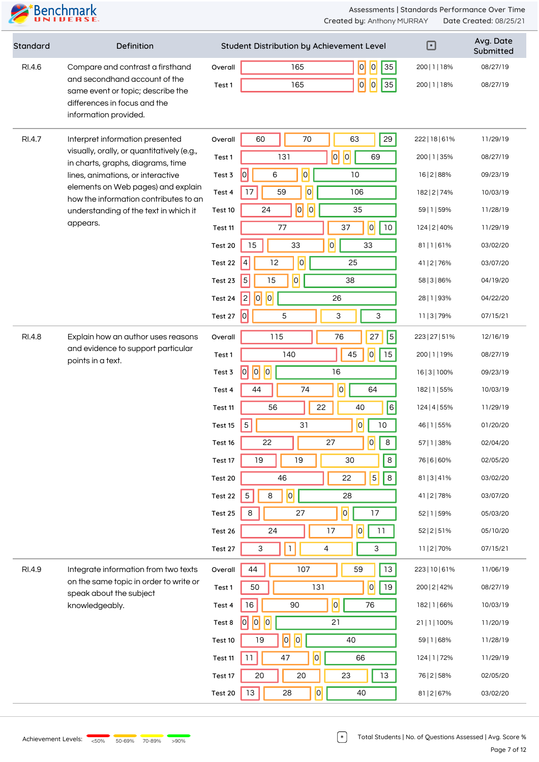Assessments | Standards Performance Over Time

Created by: Anthony MURRAY    Date Created: 08/25/21

| Standard | Definition | | <50% | 50-69% | 70-89% | >90% | Total Students \| No. of Questions Assessed \| Avg. Score % | Avg. Date Submitted |
|---|---|---|---|---|---|---|---|---|
| RI.4.6 | Compare and contrast a firsthand and secondhand account of the same event or topic; describe the differences in focus and the information provided. | Overall | 165 | 0 | 0 | 35 | 200 \| 1 \| 18% | 08/27/19 |
| | | Test 1 | 165 | 0 | 0 | 35 | 200 \| 1 \| 18% | 08/27/19 |
| RI.4.7 | Interpret information presented visually, orally, or quantitatively (e.g., in charts, graphs, diagrams, time lines, animations, or interactive elements on Web pages) and explain how the information contributes to an understanding of the text in which it appears. | Overall | 60 | 70 | 63 | 29 | 222 \| 18 \| 61% | 11/29/19 |
| | | Test 1 | 131 | 0 | 0 | 69 | 200 \| 1 \| 35% | 08/27/19 |
| | | Test 3 | 0 | 6 | 0 | 10 | 16 \| 2 \| 88% | 09/23/19 |
| | | Test 4 | 17 | 59 | 0 | 106 | 182 \| 2 \| 74% | 10/03/19 |
| | | Test 10 | 24 | 0 | 0 | 35 | 59 \| 1 \| 59% | 11/28/19 |
| | | Test 11 | 77 | 37 | 0 | 10 | 124 \| 2 \| 40% | 11/29/19 |
| | | Test 20 | 15 | 33 | 0 | 33 | 81 \| 1 \| 61% | 03/02/20 |
| | | Test 22 | 4 | 12 | 0 | 25 | 41 \| 2 \| 76% | 03/07/20 |
| | | Test 23 | 5 | 15 | 0 | 38 | 58 \| 3 \| 86% | 04/19/20 |
| | | Test 24 | 2 | 0 | 0 | 26 | 28 \| 1 \| 93% | 04/22/20 |
| | | Test 27 | 0 | 5 | 3 | 3 | 11 \| 3 \| 79% | 07/15/21 |
| RI.4.8 | Explain how an author uses reasons and evidence to support particular points in a text. | Overall | 115 | 76 | 27 | 5 | 223 \| 27 \| 51% | 12/16/19 |
| | | Test 1 | 140 | 45 | 0 | 15 | 200 \| 1 \| 19% | 08/27/19 |
| | | Test 3 | 0 | 0 | 0 | 16 | 16 \| 3 \| 100% | 09/23/19 |
| | | Test 4 | 44 | 74 | 0 | 64 | 182 \| 1 \| 55% | 10/03/19 |
| | | Test 11 | 56 | 22 | 40 | 6 | 124 \| 4 \| 55% | 11/29/19 |
| | | Test 15 | 5 | 31 | 0 | 10 | 46 \| 1 \| 55% | 01/20/20 |
| | | Test 16 | 22 | 27 | 0 | 8 | 57 \| 1 \| 38% | 02/04/20 |
| | | Test 17 | 19 | 19 | 30 | 8 | 76 \| 6 \| 60% | 02/05/20 |
| | | Test 20 | 46 | 22 | 5 | 8 | 81 \| 3 \| 41% | 03/02/20 |
| | | Test 22 | 5 | 8 | 0 | 28 | 41 \| 2 \| 78% | 03/07/20 |
| | | Test 25 | 8 | 27 | 0 | 17 | 52 \| 1 \| 59% | 05/03/20 |
| | | Test 26 | 24 | 17 | 0 | 11 | 52 \| 2 \| 51% | 05/10/20 |
| | | Test 27 | 3 | 1 | 4 | 3 | 11 \| 2 \| 70% | 07/15/21 |
| RI.4.9 | Integrate information from two texts on the same topic in order to write or speak about the subject knowledgeably. | Overall | 44 | 107 | 59 | 13 | 223 \| 10 \| 61% | 11/06/19 |
| | | Test 1 | 50 | 131 | 0 | 19 | 200 \| 2 \| 42% | 08/27/19 |
| | | Test 4 | 16 | 90 | 0 | 76 | 182 \| 1 \| 66% | 10/03/19 |
| | | Test 8 | 0 | 0 | 0 | 21 | 21 \| 1 \| 100% | 11/20/19 |
| | | Test 10 | 19 | 0 | 0 | 40 | 59 \| 1 \| 68% | 11/28/19 |
| | | Test 11 | 11 | 47 | 0 | 66 | 124 \| 1 \| 72% | 11/29/19 |
| | | Test 17 | 20 | 20 | 23 | 13 | 76 \| 2 \| 58% | 02/05/20 |
| | | Test 20 | 13 | 28 | 0 | 40 | 81 \| 2 \| 67% | 03/02/20 |

Achievement Levels: <50% | 50-69% | 70-89% | >90%

Total Students | No. of Questions Assessed | Avg. Score %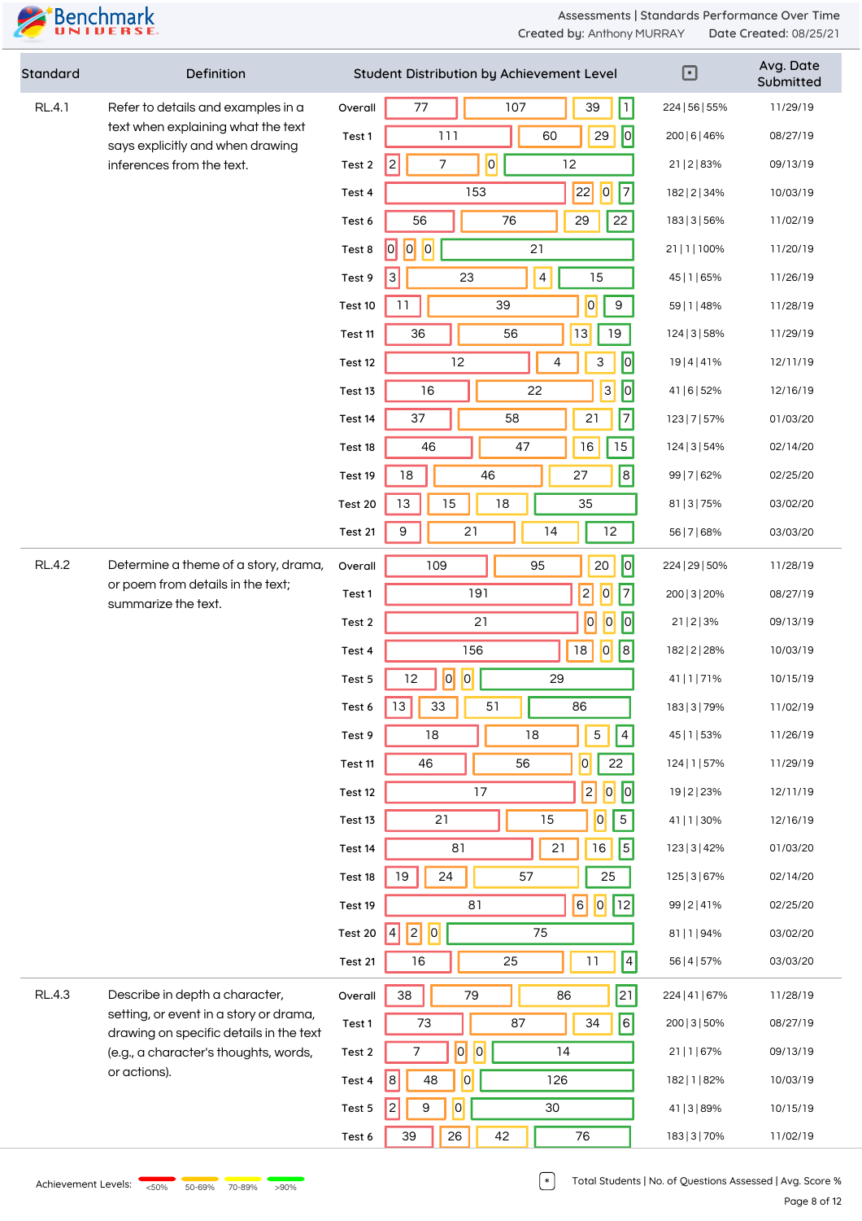Assessments | Standards Performance Over Time
Created by: Anthony MURRAY    Date Created: 08/25/21

| Standard | Definition | Student Distribution by Achievement Level | | | | | * | Avg. Date Submitted |
|---|---|---|---|---|---|---|---|---|
| | | | <50% | 50-69% | 70-89% | >90% | | |
| RL.4.1 | Refer to details and examples in a text when explaining what the text says explicitly and when drawing inferences from the text. | Overall | 77 | 107 | 39 | 1 | 224 \| 56 \| 55% | 11/29/19 |
| | | Test 1 | 111 | 60 | 29 | 0 | 200 \| 6 \| 46% | 08/27/19 |
| | | Test 2 | 2 | 7 | 0 | 12 | 21 \| 2 \| 83% | 09/13/19 |
| | | Test 4 | 153 | 22 | 0 | 7 | 182 \| 2 \| 34% | 10/03/19 |
| | | Test 6 | 56 | 76 | 29 | 22 | 183 \| 3 \| 56% | 11/02/19 |
| | | Test 8 | 0 | 0 | 0 | 21 | 21 \| 1 \| 100% | 11/20/19 |
| | | Test 9 | 3 | 23 | 4 | 15 | 45 \| 1 \| 65% | 11/26/19 |
| | | Test 10 | 11 | 39 | 0 | 9 | 59 \| 1 \| 48% | 11/28/19 |
| | | Test 11 | 36 | 56 | 13 | 19 | 124 \| 3 \| 58% | 11/29/19 |
| | | Test 12 | 12 | 4 | 3 | 0 | 19 \| 4 \| 41% | 12/11/19 |
| | | Test 13 | 16 | 22 | 3 | 0 | 41 \| 6 \| 52% | 12/16/19 |
| | | Test 14 | 37 | 58 | 21 | 7 | 123 \| 7 \| 57% | 01/03/20 |
| | | Test 18 | 46 | 47 | 16 | 15 | 124 \| 3 \| 54% | 02/14/20 |
| | | Test 19 | 18 | 46 | 27 | 8 | 99 \| 7 \| 62% | 02/25/20 |
| | | Test 20 | 13 | 15 | 18 | 35 | 81 \| 3 \| 75% | 03/02/20 |
| | | Test 21 | 9 | 21 | 14 | 12 | 56 \| 7 \| 68% | 03/03/20 |
| RL.4.2 | Determine a theme of a story, drama, or poem from details in the text; summarize the text. | Overall | 109 | 95 | 20 | 0 | 224 \| 29 \| 50% | 11/28/19 |
| | | Test 1 | 191 | 2 | 0 | 7 | 200 \| 3 \| 20% | 08/27/19 |
| | | Test 2 | 21 | 0 | 0 | 0 | 21 \| 2 \| 3% | 09/13/19 |
| | | Test 4 | 156 | 18 | 0 | 8 | 182 \| 2 \| 28% | 10/03/19 |
| | | Test 5 | 12 | 0 | 0 | 29 | 41 \| 1 \| 71% | 10/15/19 |
| | | Test 6 | 13 | 33 | 51 | 86 | 183 \| 3 \| 79% | 11/02/19 |
| | | Test 9 | 18 | 18 | 5 | 4 | 45 \| 1 \| 53% | 11/26/19 |
| | | Test 11 | 46 | 56 | 0 | 22 | 124 \| 1 \| 57% | 11/29/19 |
| | | Test 12 | 17 | 2 | 0 | 0 | 19 \| 2 \| 23% | 12/11/19 |
| | | Test 13 | 21 | 15 | 0 | 5 | 41 \| 1 \| 30% | 12/16/19 |
| | | Test 14 | 81 | 21 | 16 | 5 | 123 \| 3 \| 42% | 01/03/20 |
| | | Test 18 | 19 | 24 | 57 | 25 | 125 \| 3 \| 67% | 02/14/20 |
| | | Test 19 | 81 | 6 | 0 | 12 | 99 \| 2 \| 41% | 02/25/20 |
| | | Test 20 | 4 | 2 | 0 | 75 | 81 \| 1 \| 94% | 03/02/20 |
| | | Test 21 | 16 | 25 | 11 | 4 | 56 \| 4 \| 57% | 03/03/20 |
| RL.4.3 | Describe in depth a character, setting, or event in a story or drama, drawing on specific details in the text (e.g., a character's thoughts, words, or actions). | Overall | 38 | 79 | 86 | 21 | 224 \| 41 \| 67% | 11/28/19 |
| | | Test 1 | 73 | 87 | 34 | 6 | 200 \| 3 \| 50% | 08/27/19 |
| | | Test 2 | 7 | 0 | 0 | 14 | 21 \| 1 \| 67% | 09/13/19 |
| | | Test 4 | 8 | 48 | 0 | 126 | 182 \| 1 \| 82% | 10/03/19 |
| | | Test 5 | 2 | 9 | 0 | 30 | 41 \| 3 \| 89% | 10/15/19 |
| | | Test 6 | 39 | 26 | 42 | 76 | 183 \| 3 \| 70% | 11/02/19 |

Achievement Levels: <50% | 50-69% | 70-89% | >90%

* Total Students | No. of Questions Assessed | Avg. Score %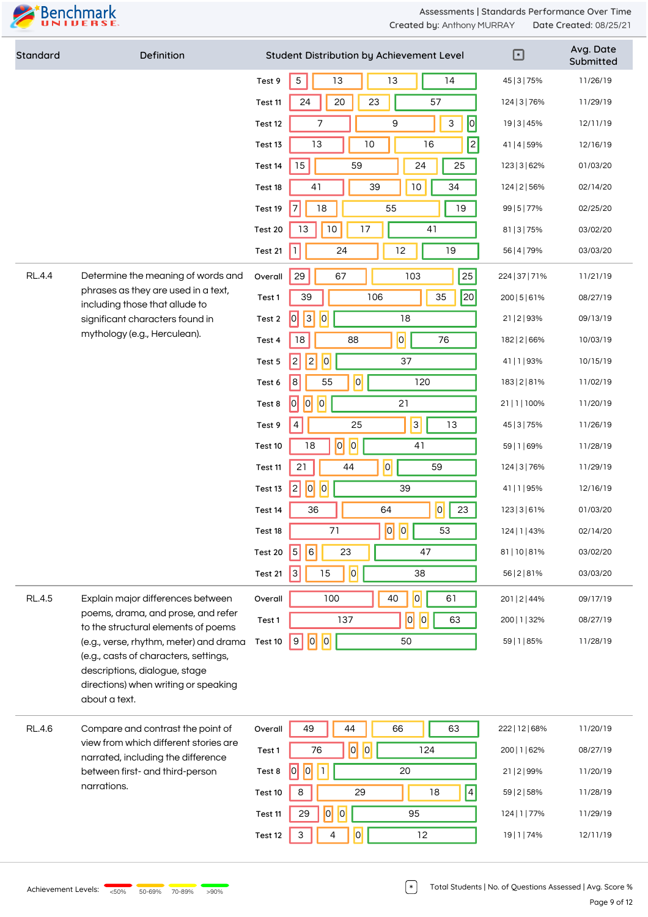| Standard | Definition | Test | Student Distribution by Achievement Level | | | | * | Avg. Date Submitted |
|---|---|---|---|---|---|---|---|---|
| | | Test 9 | 5 | 13 | 13 | 14 | 45 \| 3 \| 75% | 11/26/19 |
| | | Test 11 | 24 | 20 | 23 | 57 | 124 \| 3 \| 76% | 11/29/19 |
| | | Test 12 | 7 | 9 | 3 | 0 | 19 \| 3 \| 45% | 12/11/19 |
| | | Test 13 | 13 | 10 | 16 | 2 | 41 \| 4 \| 59% | 12/16/19 |
| | | Test 14 | 15 | 59 | 24 | 25 | 123 \| 3 \| 62% | 01/03/20 |
| | | Test 18 | 41 | 39 | 10 | 34 | 124 \| 2 \| 56% | 02/14/20 |
| | | Test 19 | 7 | 18 | 55 | 19 | 99 \| 5 \| 77% | 02/25/20 |
| | | Test 20 | 13 | 10 | 17 | 41 | 81 \| 3 \| 75% | 03/02/20 |
| | | Test 21 | 1 | 24 | 12 | 19 | 56 \| 4 \| 79% | 03/03/20 |
| RL.4.4 | Determine the meaning of words and phrases as they are used in a text, including those that allude to significant characters found in mythology (e.g., Herculean). | Overall | 29 | 67 | 103 | 25 | 224 \| 37 \| 71% | 11/21/19 |
| | | Test 1 | 39 | 106 | 35 | 20 | 200 \| 5 \| 61% | 08/27/19 |
| | | Test 2 | 0 | 3 | 0 | 18 | 21 \| 2 \| 93% | 09/13/19 |
| | | Test 4 | 18 | 88 | 0 | 76 | 182 \| 2 \| 66% | 10/03/19 |
| | | Test 5 | 2 | 2 | 0 | 37 | 41 \| 1 \| 93% | 10/15/19 |
| | | Test 6 | 8 | 55 | 0 | 120 | 183 \| 2 \| 81% | 11/02/19 |
| | | Test 8 | 0 | 0 | 0 | 21 | 21 \| 1 \| 100% | 11/20/19 |
| | | Test 9 | 4 | 25 | 3 | 13 | 45 \| 3 \| 75% | 11/26/19 |
| | | Test 10 | 18 | 0 | 0 | 41 | 59 \| 1 \| 69% | 11/28/19 |
| | | Test 11 | 21 | 44 | 0 | 59 | 124 \| 3 \| 76% | 11/29/19 |
| | | Test 13 | 2 | 0 | 0 | 39 | 41 \| 1 \| 95% | 12/16/19 |
| | | Test 14 | 36 | 64 | 0 | 23 | 123 \| 3 \| 61% | 01/03/20 |
| | | Test 18 | 71 | 0 | 0 | 53 | 124 \| 1 \| 43% | 02/14/20 |
| | | Test 20 | 5 | 6 | 23 | 47 | 81 \| 10 \| 81% | 03/02/20 |
| | | Test 21 | 3 | 15 | 0 | 38 | 56 \| 2 \| 81% | 03/03/20 |
| RL.4.5 | Explain major differences between poems, drama, and prose, and refer to the structural elements of poems (e.g., verse, rhythm, meter) and drama (e.g., casts of characters, settings, descriptions, dialogue, stage directions) when writing or speaking about a text. | Overall | 100 | 40 | 0 | 61 | 201 \| 2 \| 44% | 09/17/19 |
| | | Test 1 | 137 | 0 | 0 | 63 | 200 \| 1 \| 32% | 08/27/19 |
| | | Test 10 | 9 | 0 | 0 | 50 | 59 \| 1 \| 85% | 11/28/19 |
| RL.4.6 | Compare and contrast the point of view from which different stories are narrated, including the difference between first- and third-person narrations. | Overall | 49 | 44 | 66 | 63 | 222 \| 12 \| 68% | 11/20/19 |
| | | Test 1 | 76 | 0 | 0 | 124 | 200 \| 1 \| 62% | 08/27/19 |
| | | Test 8 | 0 | 0 | 1 | 20 | 21 \| 2 \| 99% | 11/20/19 |
| | | Test 10 | 8 | 29 | 18 | 4 | 59 \| 2 \| 58% | 11/28/19 |
| | | Test 11 | 29 | 0 | 0 | 95 | 124 \| 1 \| 77% | 11/29/19 |
| | | Test 12 | 3 | 4 | 0 | 12 | 19 \| 1 \| 74% | 12/11/19 |

Achievement Levels: <50% | 50-69% | 70-89% | >90%

* Total Students | No. of Questions Assessed | Avg. Score %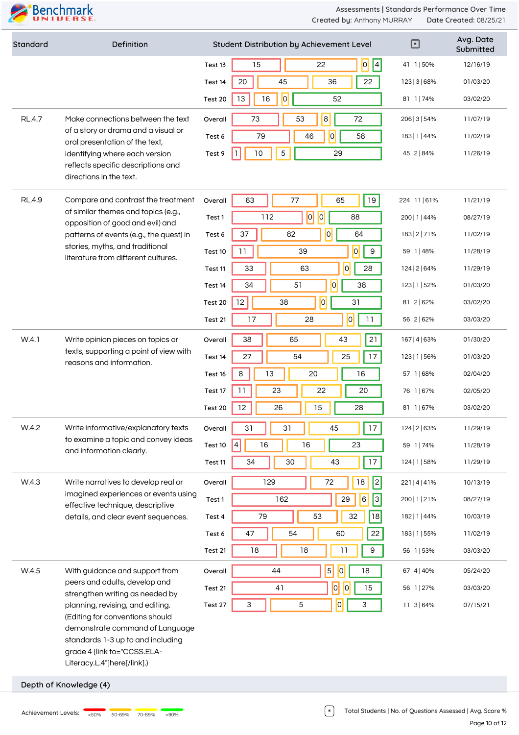| Standard | Definition | | Student Distribution by Achievement Level | | | | [*] | Avg. Date Submitted |
|---|---|---|---|---|---|---|---|---|
| | | Test 13 | 15 | 22 | 0 | 4 | 41 \| 1 \| 50% | 12/16/19 |
| | | Test 14 | 20 | 45 | 36 | 22 | 123 \| 3 \| 68% | 01/03/20 |
| | | Test 20 | 13 | 16 | 0 | 52 | 81 \| 1 \| 74% | 03/02/20 |
| RL.4.7 | Make connections between the text of a story or drama and a visual or oral presentation of the text, identifying where each version reflects specific descriptions and directions in the text. | Overall | 73 | 53 | 8 | 72 | 206 \| 3 \| 54% | 11/07/19 |
| | | Test 6 | 79 | 46 | 0 | 58 | 183 \| 1 \| 44% | 11/02/19 |
| | | Test 9 | 1 | 10 | 5 | 29 | 45 \| 2 \| 84% | 11/26/19 |
| RL.4.9 | Compare and contrast the treatment of similar themes and topics (e.g., opposition of good and evil) and patterns of events (e.g., the quest) in stories, myths, and traditional literature from different cultures. | Overall | 63 | 77 | 65 | 19 | 224 \| 11 \| 61% | 11/21/19 |
| | | Test 1 | 112 | 0 | 0 | 88 | 200 \| 1 \| 44% | 08/27/19 |
| | | Test 6 | 37 | 82 | 0 | 64 | 183 \| 2 \| 71% | 11/02/19 |
| | | Test 10 | 11 | 39 | 0 | 9 | 59 \| 1 \| 48% | 11/28/19 |
| | | Test 11 | 33 | 63 | 0 | 28 | 124 \| 2 \| 64% | 11/29/19 |
| | | Test 14 | 34 | 51 | 0 | 38 | 123 \| 1 \| 52% | 01/03/20 |
| | | Test 20 | 12 | 38 | 0 | 31 | 81 \| 2 \| 62% | 03/02/20 |
| | | Test 21 | 17 | 28 | 0 | 11 | 56 \| 2 \| 62% | 03/03/20 |
| W.4.1 | Write opinion pieces on topics or texts, supporting a point of view with reasons and information. | Overall | 38 | 65 | 43 | 21 | 167 \| 4 \| 63% | 01/30/20 |
| | | Test 14 | 27 | 54 | 25 | 17 | 123 \| 1 \| 56% | 01/03/20 |
| | | Test 16 | 8 | 13 | 20 | 16 | 57 \| 1 \| 68% | 02/04/20 |
| | | Test 17 | 11 | 23 | 22 | 20 | 76 \| 1 \| 67% | 02/05/20 |
| | | Test 20 | 12 | 26 | 15 | 28 | 81 \| 1 \| 67% | 03/02/20 |
| W.4.2 | Write informative/explanatory texts to examine a topic and convey ideas and information clearly. | Overall | 31 | 31 | 45 | 17 | 124 \| 2 \| 63% | 11/29/19 |
| | | Test 10 | 4 | 16 | 16 | 23 | 59 \| 1 \| 74% | 11/28/19 |
| | | Test 11 | 34 | 30 | 43 | 17 | 124 \| 1 \| 58% | 11/29/19 |
| W.4.3 | Write narratives to develop real or imagined experiences or events using effective technique, descriptive details, and clear event sequences. | Overall | 129 | 72 | 18 | 2 | 221 \| 4 \| 41% | 10/13/19 |
| | | Test 1 | 162 | 29 | 6 | 3 | 200 \| 1 \| 21% | 08/27/19 |
| | | Test 4 | 79 | 53 | 32 | 18 | 182 \| 1 \| 44% | 10/03/19 |
| | | Test 6 | 47 | 54 | 60 | 22 | 183 \| 1 \| 55% | 11/02/19 |
| | | Test 21 | 18 | 18 | 11 | 9 | 56 \| 1 \| 53% | 03/03/20 |
| W.4.5 | With guidance and support from peers and adults, develop and strengthen writing as needed by planning, revising, and editing. (Editing for conventions should demonstrate command of Language standards 1-3 up to and including grade 4 [link to="CCSS.ELA-Literacy.L.4"]here[/link].) | Overall | 44 | 5 | 0 | 18 | 67 \| 4 \| 40% | 05/24/20 |
| | | Test 21 | 41 | 0 | 0 | 15 | 56 \| 1 \| 27% | 03/03/20 |
| | | Test 27 | 3 | 5 | 0 | 3 | 11 \| 3 \| 64% | 07/15/21 |

## Depth of Knowledge (4)

Achievement Levels: <50% | 50-69% | 70-89% | >90%

[*] Total Students | No. of Questions Assessed | Avg. Score %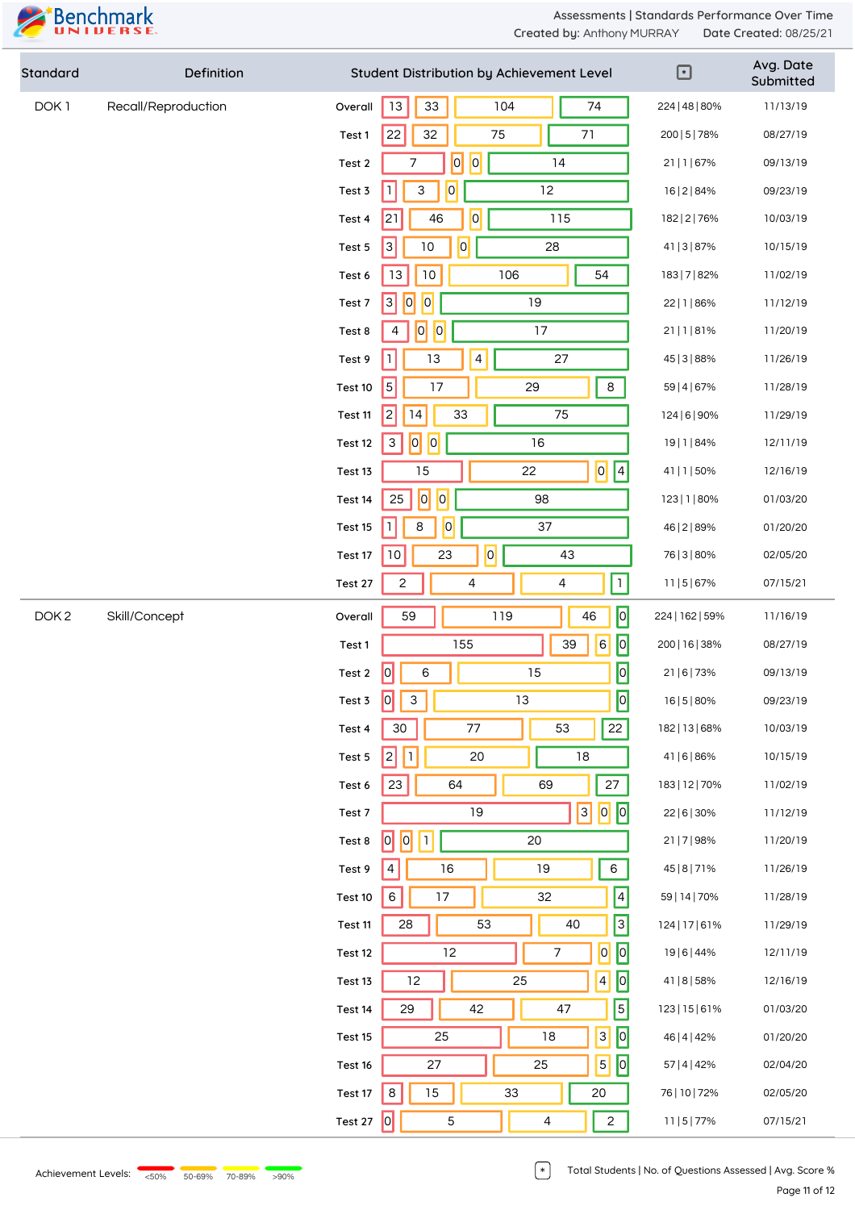Assessments | Standards Performance Over Time
Created by: Anthony MURRAY    Date Created: 08/25/21

| Standard | Definition | Student Distribution by Achievement Level | | | | | * | Avg. Date Submitted |
|---|---|---|---|---|---|---|---|---|
| DOK 1 | Recall/Reproduction | Overall | 13 | 33 | 104 | 74 | 224 \| 48 \| 80% | 11/13/19 |
| | | Test 1 | 22 | 32 | 75 | 71 | 200 \| 5 \| 78% | 08/27/19 |
| | | Test 2 | 7 | 0 | 0 | 14 | 21 \| 1 \| 67% | 09/13/19 |
| | | Test 3 | 1 | 3 | 0 | 12 | 16 \| 2 \| 84% | 09/23/19 |
| | | Test 4 | 21 | 46 | 0 | 115 | 182 \| 2 \| 76% | 10/03/19 |
| | | Test 5 | 3 | 10 | 0 | 28 | 41 \| 3 \| 87% | 10/15/19 |
| | | Test 6 | 13 | 10 | 106 | 54 | 183 \| 7 \| 82% | 11/02/19 |
| | | Test 7 | 3 | 0 | 0 | 19 | 22 \| 1 \| 86% | 11/12/19 |
| | | Test 8 | 4 | 0 | 0 | 17 | 21 \| 1 \| 81% | 11/20/19 |
| | | Test 9 | 1 | 13 | 4 | 27 | 45 \| 3 \| 88% | 11/26/19 |
| | | Test 10 | 5 | 17 | 29 | 8 | 59 \| 4 \| 67% | 11/28/19 |
| | | Test 11 | 2 | 14 | 33 | 75 | 124 \| 6 \| 90% | 11/29/19 |
| | | Test 12 | 3 | 0 | 0 | 16 | 19 \| 1 \| 84% | 12/11/19 |
| | | Test 13 | 15 | 22 | 0 | 4 | 41 \| 1 \| 50% | 12/16/19 |
| | | Test 14 | 25 | 0 | 0 | 98 | 123 \| 1 \| 80% | 01/03/20 |
| | | Test 15 | 1 | 8 | 0 | 37 | 46 \| 2 \| 89% | 01/20/20 |
| | | Test 17 | 10 | 23 | 0 | 43 | 76 \| 3 \| 80% | 02/05/20 |
| | | Test 27 | 2 | 4 | 4 | 1 | 11 \| 5 \| 67% | 07/15/21 |
| DOK 2 | Skill/Concept | Overall | 59 | 119 | 46 | 0 | 224 \| 162 \| 59% | 11/16/19 |
| | | Test 1 | 155 | 39 | 6 | 0 | 200 \| 16 \| 38% | 08/27/19 |
| | | Test 2 | 0 | 6 | 15 | 0 | 21 \| 6 \| 73% | 09/13/19 |
| | | Test 3 | 0 | 3 | 13 | 0 | 16 \| 5 \| 80% | 09/23/19 |
| | | Test 4 | 30 | 77 | 53 | 22 | 182 \| 13 \| 68% | 10/03/19 |
| | | Test 5 | 2 | 1 | 20 | 18 | 41 \| 6 \| 86% | 10/15/19 |
| | | Test 6 | 23 | 64 | 69 | 27 | 183 \| 12 \| 70% | 11/02/19 |
| | | Test 7 | 19 | 3 | 0 | 0 | 22 \| 6 \| 30% | 11/12/19 |
| | | Test 8 | 0 | 0 | 1 | 20 | 21 \| 7 \| 98% | 11/20/19 |
| | | Test 9 | 4 | 16 | 19 | 6 | 45 \| 8 \| 71% | 11/26/19 |
| | | Test 10 | 6 | 17 | 32 | 4 | 59 \| 14 \| 70% | 11/28/19 |
| | | Test 11 | 28 | 53 | 40 | 3 | 124 \| 17 \| 61% | 11/29/19 |
| | | Test 12 | 12 | 7 | 0 | 0 | 19 \| 6 \| 44% | 12/11/19 |
| | | Test 13 | 12 | 25 | 4 | 0 | 41 \| 8 \| 58% | 12/16/19 |
| | | Test 14 | 29 | 42 | 47 | 5 | 123 \| 15 \| 61% | 01/03/20 |
| | | Test 15 | 25 | 18 | 3 | 0 | 46 \| 4 \| 42% | 01/20/20 |
| | | Test 16 | 27 | 25 | 5 | 0 | 57 \| 4 \| 42% | 02/04/20 |
| | | Test 17 | 8 | 15 | 33 | 20 | 76 \| 10 \| 72% | 02/05/20 |
| | | Test 27 | 0 | 5 | 4 | 2 | 11 \| 5 \| 77% | 07/15/21 |

Achievement Levels: <50% | 50-69% | 70-89% | >90%

* Total Students | No. of Questions Assessed | Avg. Score %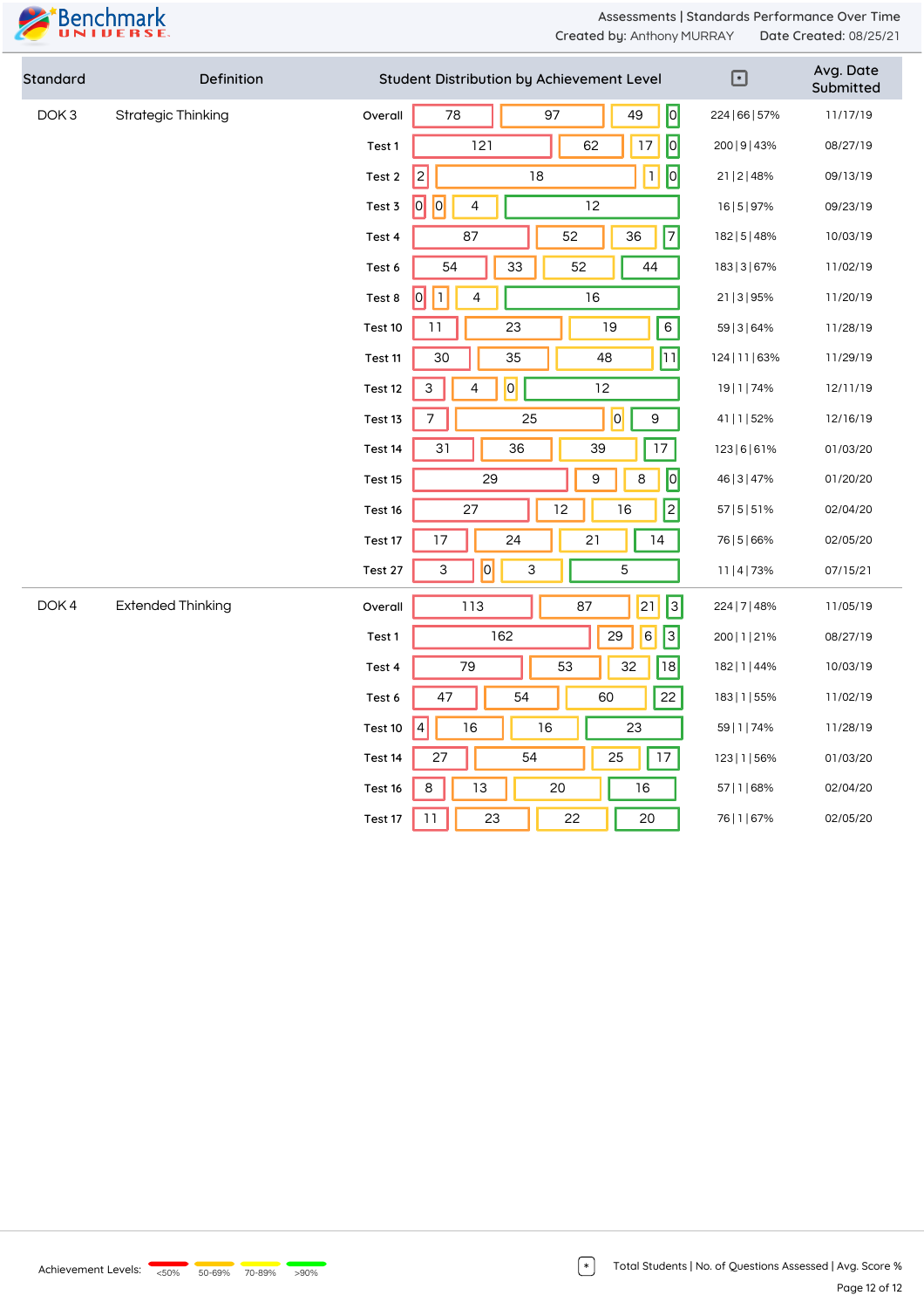| Standard | Definition | | Student Distribution by Achievement Level | | | | [*] | Avg. Date Submitted |
|---|---|---|---|---|---|---|---|---|
| DOK 3 | Strategic Thinking | Overall | 78 | 97 | 49 | 0 | 224 \| 66 \| 57% | 11/17/19 |
| | | Test 1 | 121 | 62 | 17 | 0 | 200 \| 9 \| 43% | 08/27/19 |
| | | Test 2 | 2 | 18 | 1 | 0 | 21 \| 2 \| 48% | 09/13/19 |
| | | Test 3 | 0 | 0 | 4 | 12 | 16 \| 5 \| 97% | 09/23/19 |
| | | Test 4 | 87 | 52 | 36 | 7 | 182 \| 5 \| 48% | 10/03/19 |
| | | Test 6 | 54 | 33 | 52 | 44 | 183 \| 3 \| 67% | 11/02/19 |
| | | Test 8 | 0 | 1 | 4 | 16 | 21 \| 3 \| 95% | 11/20/19 |
| | | Test 10 | 11 | 23 | 19 | 6 | 59 \| 3 \| 64% | 11/28/19 |
| | | Test 11 | 30 | 35 | 48 | 11 | 124 \| 11 \| 63% | 11/29/19 |
| | | Test 12 | 3 | 4 | 0 | 12 | 19 \| 1 \| 74% | 12/11/19 |
| | | Test 13 | 7 | 25 | 0 | 9 | 41 \| 1 \| 52% | 12/16/19 |
| | | Test 14 | 31 | 36 | 39 | 17 | 123 \| 6 \| 61% | 01/03/20 |
| | | Test 15 | 29 | 9 | 8 | 0 | 46 \| 3 \| 47% | 01/20/20 |
| | | Test 16 | 27 | 12 | 16 | 2 | 57 \| 5 \| 51% | 02/04/20 |
| | | Test 17 | 17 | 24 | 21 | 14 | 76 \| 5 \| 66% | 02/05/20 |
| | | Test 27 | 3 | 0 | 3 | 5 | 11 \| 4 \| 73% | 07/15/21 |
| DOK 4 | Extended Thinking | Overall | 113 | 87 | 21 | 3 | 224 \| 7 \| 48% | 11/05/19 |
| | | Test 1 | 162 | 29 | 6 | 3 | 200 \| 1 \| 21% | 08/27/19 |
| | | Test 4 | 79 | 53 | 32 | 18 | 182 \| 1 \| 44% | 10/03/19 |
| | | Test 6 | 47 | 54 | 60 | 22 | 183 \| 1 \| 55% | 11/02/19 |
| | | Test 10 | 4 | 16 | 16 | 23 | 59 \| 1 \| 74% | 11/28/19 |
| | | Test 14 | 27 | 54 | 25 | 17 | 123 \| 1 \| 56% | 01/03/20 |
| | | Test 16 | 8 | 13 | 20 | 16 | 57 \| 1 \| 68% | 02/04/20 |
| | | Test 17 | 11 | 23 | 22 | 20 | 76 \| 1 \| 67% | 02/05/20 |

Achievement Levels: <50% | 50-69% | 70-89% | >90%

[*] Total Students | No. of Questions Assessed | Avg. Score %